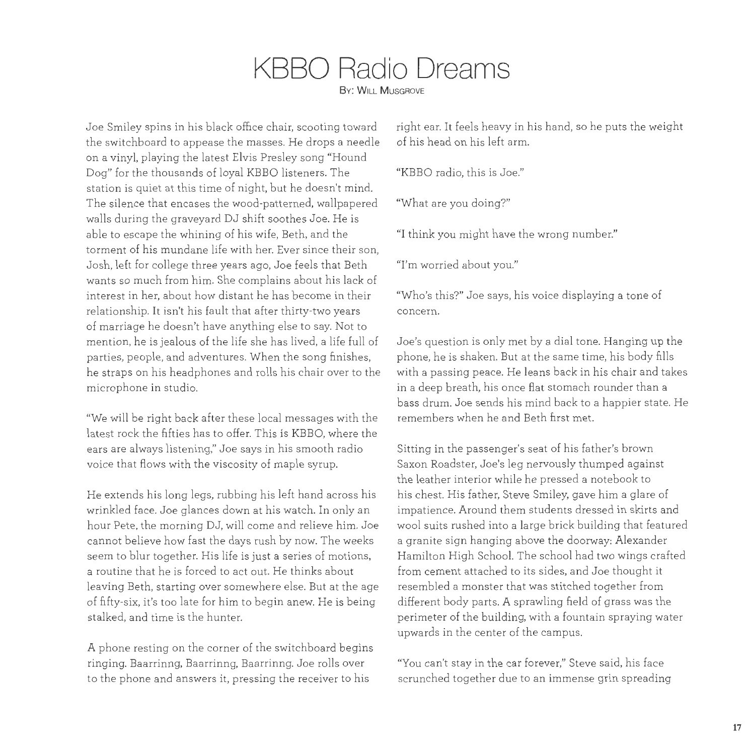# KBBO Radio Dreams

By: Will Musgrove

Joe Smiley spins in his black office chair, scooting toward the switchboard to appease the masses. He drops a needle on a vinyl, playing the latest Elvis Presley song "Hound Dog" for the thousands of loyal KBBO listeners. The station is quiet at this time of night, but he doesn't mind. The silence that encases the wood-patterned, wallpapered walls during the graveyard DJ shift soothes Joe. He is able to escape the whining of his wife, Beth, and the torment of his mundane life with her. Ever since their son, Josh, left for college three years ago, Joe feels that Beth wants so much from him. She complains about his lack of interest in her, about how distant he has become in their relationship. It isn't his fault that after thirty-two years of marriage he doesn't have anything else to say. Not to mention, he is jealous of the life she has lived, a life full of parties, people, and adventures. When the song finishes, he straps on his headphones and rolls his chair over to the microphone in studio.

"We will be right back after these local messages with the latest rock the fifties has to offer. This is KBBO, where the ears are always listening," Joe says in his smooth radio voice that flows with the viscosity of maple syrup.

He extends his long legs, rubbing his left hand across his wrinkled face. Joe glances down at his watch. In only an hour Pete, the morning DJ, will come and relieve him. Joe cannot believe how fast the days rush by now. The weeks seem to blur together. His life is just a series of motions, a routine that he is forced to act out. He thinks about leaving Beth, starting over somewhere else. But at the age of fifty-six, it's too late for him to begin anew. He is being stalked, and time is the hunter.

A phone resting on the corner of the switchboard begins ringing. Baarrinng, Baarrinng, Baarrinng. Joe rolls over to the phone and answers it, pressing the receiver to his right ear. It feels heavy in his hand, so he puts the weight of his head on his left arm.

"KBBO radio, this is Joe."

"What are you doing?"

"I think you might have the wrong number."

"I'm worried about you."

"Who's this?" Joe says, his voice displaying a tone of concern.

Joe's question is only met by a dial tone. Hanging up the phone, he is shaken. But at the same time, his body fills with a passing peace. He leans back in his chair and takes in a deep breath, his once flat stomach rounder than a bass drum. Joe sends his mind back to a happier state. He remembers when he and Beth first met.

Sitting in the passenger's seat of his father's brown Saxon Roadster, Joe's leg nervously thumped against the leather interior while he pressed a notebook to his chest. His father, Steve Smiley, gave him a glare of impatience. Around them students dressed in skirts and wool suits rushed into a large brick building that featured a granite sign hanging above the doorway: Alexander Hamilton High School. The school had two wings crafted from cement attached to its sides, and Joe thought it resembled a monster that was stitched together from different body parts. A sprawling field of grass was the perimeter of the building, with a fountain spraying water upwards in the center of the campus.

"You can't stay in the car forever," Steve said, his face scrunched together due to an immense grin spreading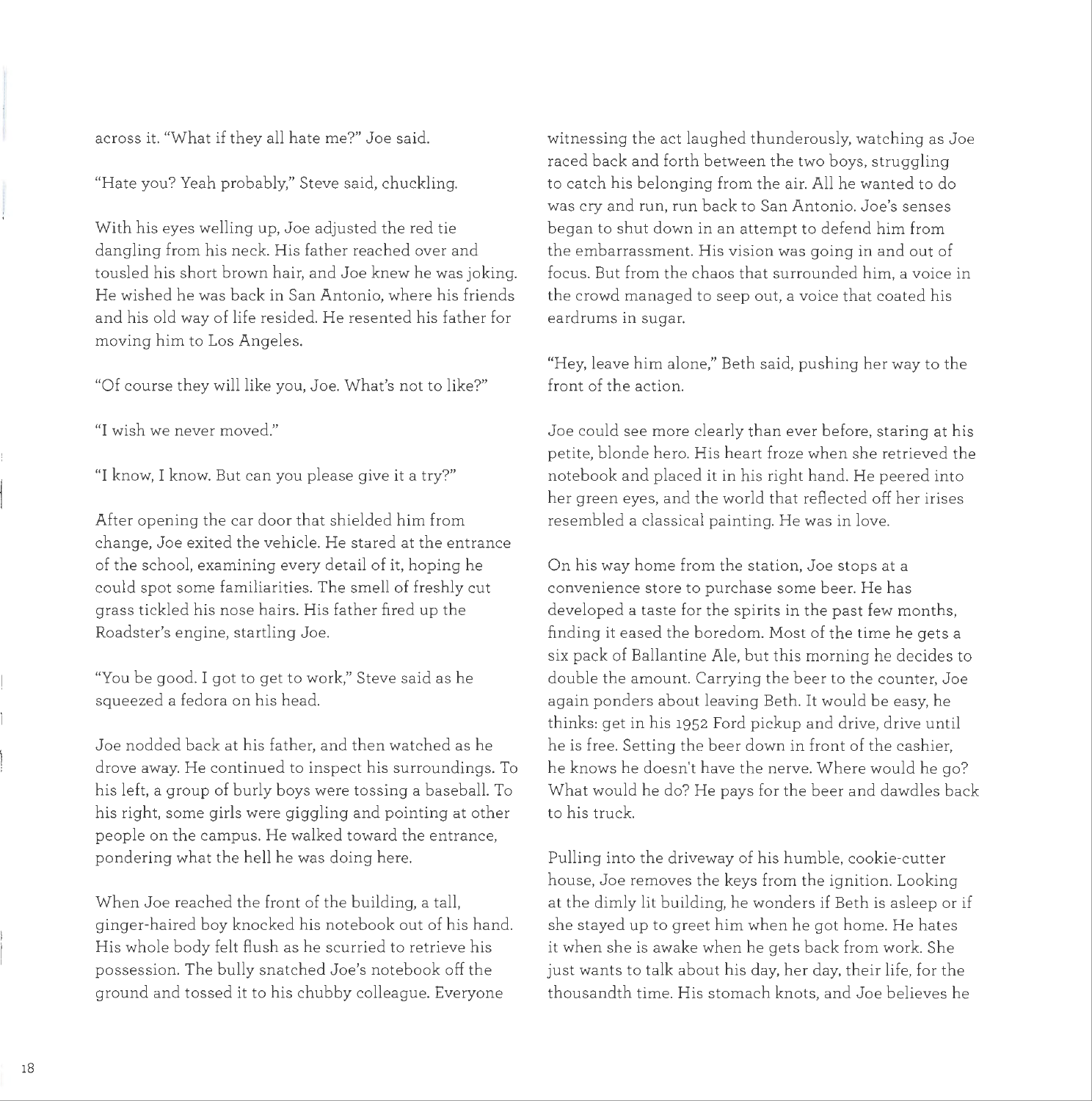across it. "What if they all hate me?" Joe said.

"Hate you? Yeah probably," Steve said, chuckling.

With his eyes welling up, Joe adjusted the red tie dangling from his neck. His father reached over and tousled his short brown hair, and Joe knew he was joking. He wished he was back in San Antonio, where his friends and his old way of life resided. He resented his father for moving him to Los Angeles.

"Of course they will like you, Joe. What's not to like?"

"I wish we never moved."

"I know, I know. But can you please give it a try?"

After opening the car door that shielded him from change, Joe exited the vehicle. He stared at the entrance of the school, examining every detail of it, hoping he could spot some familiarities. The smell of freshly cut grass tickled his nose hairs. His father fired up the Roadster's engine, startling Joe.

"You be good. I got to get to work," Steve said as he squeezed a fedora on his head.

Joe nodded back at his father, and then watched as he drove away. He continued to inspect his surroundings. To his left, a group of burly boys were tossing a baseball. To his right, some girls were giggling and pointing at other people on the campus. He walked toward the entrance, pondering what the hell he was doing here.

When Joe reached the front of the building, a tall, ginger-haired boy knocked his notebook out of his hand. His whole body felt flush as he scurried to retrieve his possession. The bully snatched Joe's notebook off the ground and tossed it to his chubby colleague. Everyone witnessing the act laughed thunderously, watching as Joe raced back and forth between the two boys, struggling to catch his belonging from the air. All he wanted to do was cry and run, run back to San Antonio. Joe's senses began to shut down in an attempt to defend him from the embarrassment. His vision was going in and out of focus. But from the chaos that surrounded him, a voice in the crowd managed to seep out, a voice that coated his eardrums in sugar.

"Hey, leave him alone," Beth said, pushing her way to the front of the action.

Joe could see more clearly than ever before, staring at his petite, blonde hero. His heart froze when she retrieved the notebook and placed it in his right hand. He peered into her green eyes, and the world that reflected off her irises resembled a classical painting. He was in love.

On his way home from the station, Joe stops at a convenience store to purchase some beer. He has developed a taste for the spirits in the past few months, finding it eased the boredom. Most of the time he gets a six pack of Ballantine Ale, but this morning he decides to double the amount. Carrying the beer to the counter, Joe again ponders about leaving Beth. It would be easy, he thinks: get in his 1952 Ford pickup and drive, drive until he is free. Setting the beer down in front of the cashier, he knows he doesn't have the nerve. Where would he go? What would he do? He pays for the beer and dawdles back to his truck.

Pulling into the driveway of his humble, cookie-cutter house, Joe removes the keys from the ignition. Looking at the dimly lit building, he wonders if Beth is asleep or if she stayed up to greet him when he got home. He hates it when she is awake when he gets back from work. She just wants to talk about his day, her day, their life, for the thousandth time. His stomach knots, and Joe believes he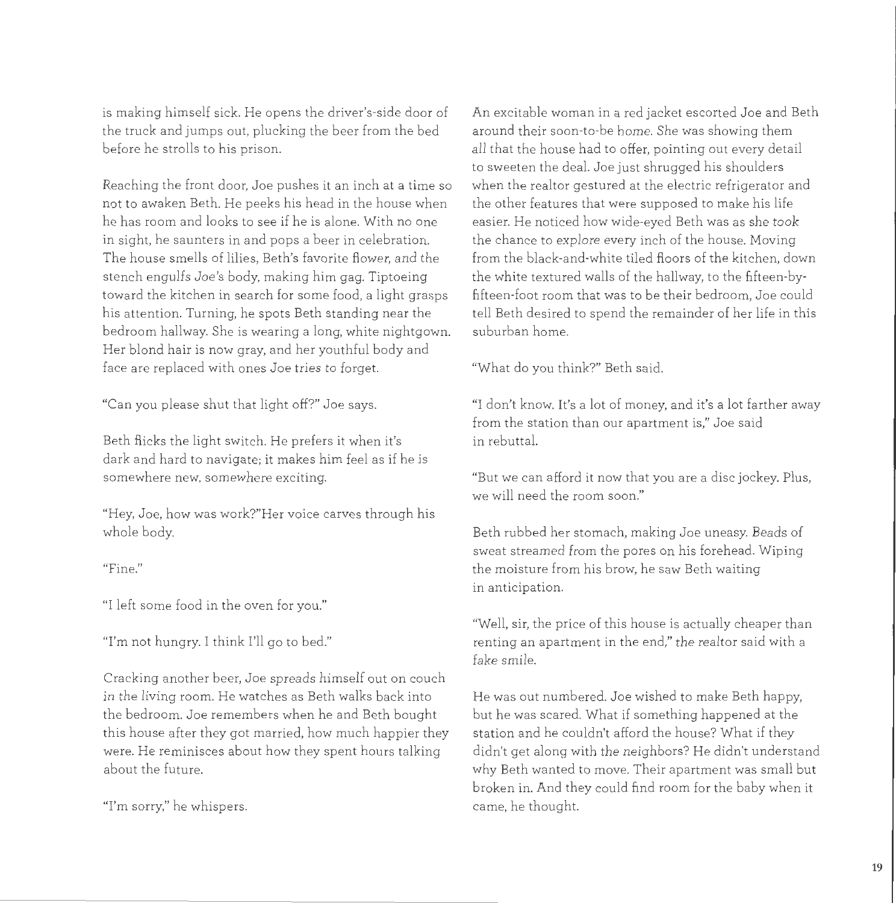is making himself sick. He opens the driver's-side door of the truck and jumps out, plucking the beer from the bed before he strolls to his prison.

Reaching the front door, Joe pushes it an inch at a time so not to awaken Beth. He peeks his head in the house when he has room and looks to see if he is alone. With no one in sight, he saunters in and pops a beer in celebration. The house smells of lilies, Beth's favorite flower, and the stench engulfs Joe's body, making him gag. Tiptoeing toward the kitchen in search for some food, a light grasps his attention. Turning, he spots Beth standing near the bedroom hallway. She is wearing a long, white nightgown. Her blond hair is now gray, and her youthful body and face are replaced with ones Joe tries to forget.

"Can you please shut that light off?" Joe says.

Beth flicks the light switch. He prefers it when it's dark and hard to navigate; it makes him feel as if he is somewhere new, somewhere exciting.

"Hey, Joe, how was work?"Her voice carves through his whole body.

"Fine."

"I left some food in the oven for you."

"I'm not hungry. I think I'll go to bed."

Cracking another beer, Joe spreads himself out on couch in the living room. He watches as Beth walks back into the bedroom. Joe remembers when he and Beth bought this house after they got married, how much happier they were. He reminisces about how they spent hours talking about the future.

"I'm sorry," he whispers.

An excitable woman in a red jacket escorted Joe and Beth around their soon-to-be home. She was showing them all that the house had to offer, pointing out every detail to sweeten the deal. Joe just shrugged his shoulders when the realtor gestured at the electric refrigerator and the other features that were supposed to make his life easier. He noticed how wide-eyed Beth was as she took the chance to explore every inch of the house. Moving from the black-and-white tiled floors of the kitchen, down the white textured walls of the hallway, to the fifteen-by-fifteen-foot room that was to be their bedroom, Joe could tell Beth desired to spend the remainder of her life in this suburban home.

"What do you think?" Beth said.

"I don't know. It's a lot of money, and it's a lot farther away from the station than our apartment is," Joe said in rebuttal.

"But we can afford it now that you are a disc jockey. Plus, we will need the room soon."

Beth rubbed her stomach, making Joe uneasy. Beads of sweat streamed from the pores on his forehead. Wiping the moisture from his brow, he saw Beth waiting in anticipation.

"Well, sir, the price of this house is actually cheaper than renting an apartment in the end," the realtor said with a fake smile.

He was out numbered. Joe wished to make Beth happy, but he was scared. What if something happened at the station and he couldn't afford the house? What if they didn't get along with the neighbors? He didn't understand why Beth wanted to move. Their apartment was small but broken in. And they could find room for the baby when it came, he thought.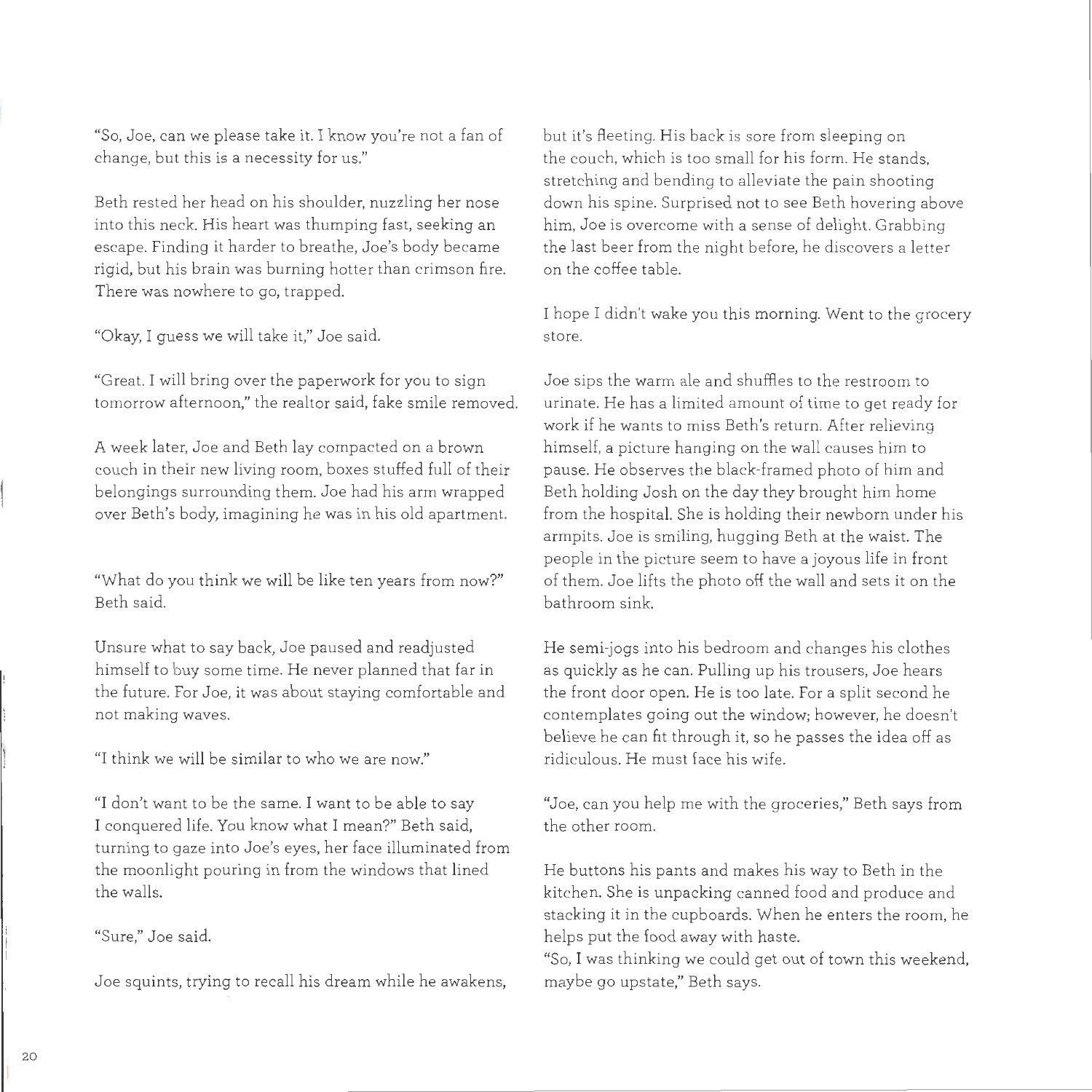"So, Joe, can we please take it. I know you're not a fan of change, but this is a necessity for us."

Beth rested her head on his shoulder, nuzzling her nose into this neck. His heart was thumping fast, seeking an escape. Finding it harder to breathe, Joe's body became rigid, but his brain was burning hotter than crimson fire. There was nowhere to go, trapped.

"Okay, I guess we will take it," Joe said.

"Great. I will bring over the paperwork for you to sign tomorrow afternoon," the realtor said, fake smile removed.

A week later, Joe and Beth lay compacted on a brown couch in their new living room, boxes stuffed full of their belongings surrounding them. Joe had his arm wrapped over Beth's body, imagining he was in his old apartment.

"What do you think we will be like ten years from now?" Beth said.

Unsure what to say back, Joe paused and readjusted himself to buy some time. He never planned that far in the future. For Joe, it was about staying comfortable and not making waves.

"I think we will be similar to who we are now."

"I don't want to be the same. I want to be able to say I conquered life. You know what I mean?" Beth said, turning to gaze into Joe's eyes, her face illuminated from the moonlight pouring in from the windows that lined the walls.

"Sure," Joe said.

Joe squints, trying to recall his dream while he awakens, but it's fleeting. His back is sore from sleeping on the couch, which is too small for his form. He stands, stretching and bending to alleviate the pain shooting down his spine. Surprised not to see Beth hovering above him, Joe is overcome with a sense of delight. Grabbing the last beer from the night before, he discovers a letter on the coffee table.

I hope I didn't wake you this morning. Went to the grocery store.

Joe sips the warm ale and shuffles to the restroom to urinate. He has a limited amount of time to get ready for work if he wants to miss Beth's return. After relieving himself, a picture hanging on the wall causes him to pause. He observes the black-framed photo of him and Beth holding Josh on the day they brought him home from the hospital. She is holding their newborn under his armpits. Joe is smiling, hugging Beth at the waist. The people in the picture seem to have a joyous life in front of them. Joe lifts the photo off the wall and sets it on the bathroom sink.

He semi-jogs into his bedroom and changes his clothes as quickly as he can. Pulling up his trousers, Joe hears the front door open. He is too late. For a split second he contemplates going out the window; however, he doesn't believe he can fit through it, so he passes the idea off as ridiculous. He must face his wife.

"Joe, can you help me with the groceries," Beth says from the other room.

He buttons his pants and makes his way to Beth in the kitchen. She is unpacking canned food and produce and stacking it in the cupboards. When he enters the room, he helps put the food away with haste.

"So, I was thinking we could get out of town this weekend, maybe go upstate," Beth says.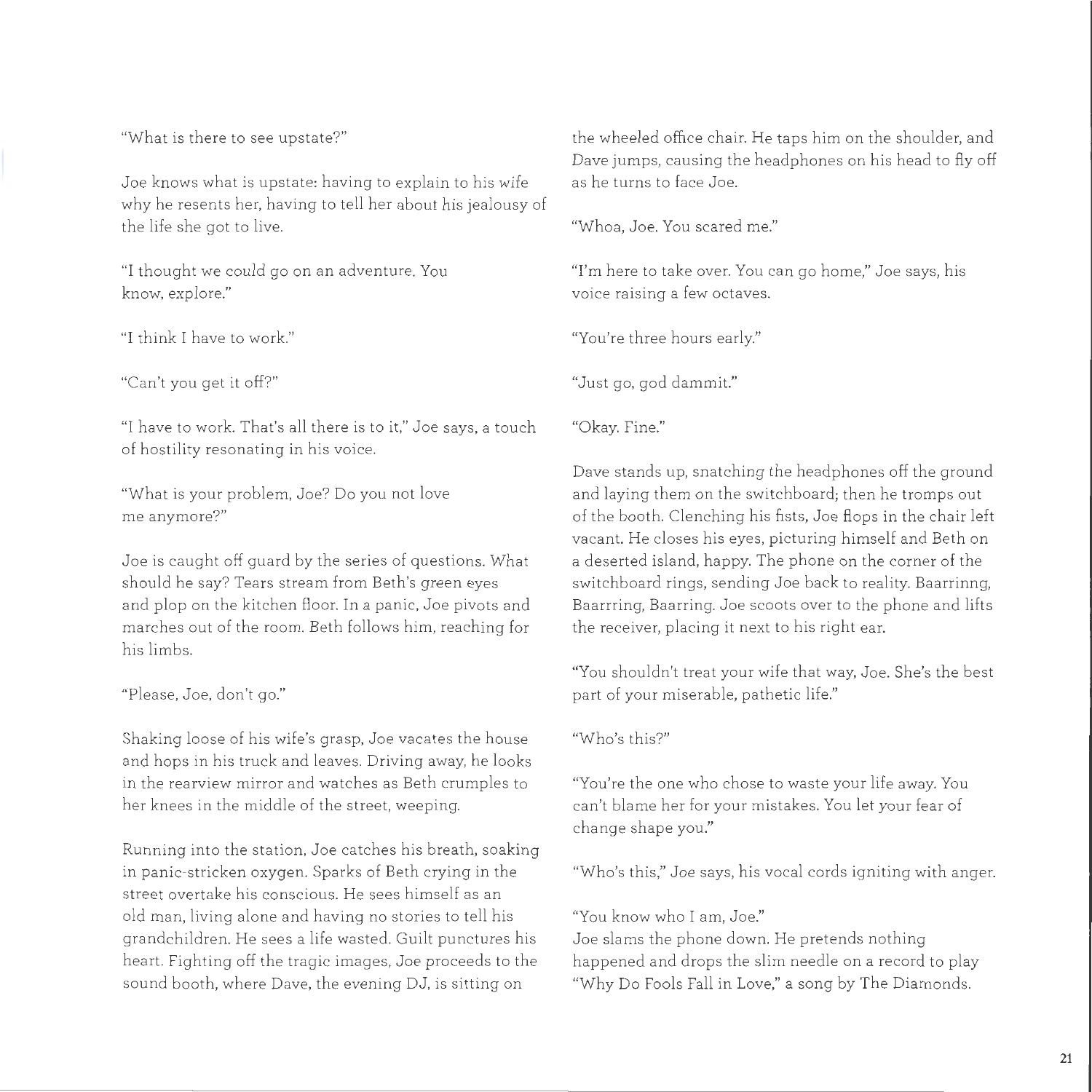"What is there to see upstate?"

Joe knows what is upstate: having to explain to his wife why he resents her, having to tell her about his jealousy of the life she got to live.

"I thought we could go on an adventure. You know, explore."

"I think I have to work."

"Can't you get it off?"

"I have to work. That's all there is to it," Joe says, a touch of hostility resonating in his voice.

"What is your problem, Joe? Do you not love me anymore?"

Joe is caught off guard by the series of questions. What should he say? Tears stream from Beth's green eyes and plop on the kitchen floor. In a panic, Joe pivots and marches out of the room. Beth follows him, reaching for his limbs.

"Please, Joe, don't go."

Shaking loose of his wife's grasp, Joe vacates the house and hops in his truck and leaves. Driving away, he looks in the rearview mirror and watches as Beth crumples to her knees in the middle of the street, weeping.

Running into the station, Joe catches his breath, soaking in panic-stricken oxygen. Sparks of Beth crying in the street overtake his conscious. He sees himself as an old man, living alone and having no stories to tell his grandchildren. He sees a life wasted. Guilt punctures his heart. Fighting off the tragic images, Joe proceeds to the sound booth, where Dave, the evening DJ, is sitting on the wheeled office chair. He taps him on the shoulder, and Dave jumps, causing the headphones on his head to fly off as he turns to face Joe.

"Whoa, Joe. You scared me."

"I'm here to take over. You can go home," Joe says, his voice raising a few octaves.

"You're three hours early."

"Just go, god dammit."

"Okay. Fine."

Dave stands up, snatching the headphones off the ground and laying them on the switchboard; then he tromps out of the booth. Clenching his fists, Joe flops in the chair left vacant. He closes his eyes, picturing himself and Beth on a deserted island, happy. The phone on the corner of the switchboard rings, sending Joe back to reality. Baarrinng, Baarrring, Baarring. Joe scoots over to the phone and lifts the receiver, placing it next to his right ear.

"You shouldn't treat your wife that way, Joe. She's the best part of your miserable, pathetic life."

"Who's this?"

"You're the one who chose to waste your life away. You can't blame her for your mistakes. You let your fear of change shape you."

"Who's this," Joe says, his vocal cords igniting with anger.

"You know who I am, Joe."

Joe slams the phone down. He pretends nothing happened and drops the slim needle on a record to play "Why Do Fools Fall in Love," a song by The Diamonds.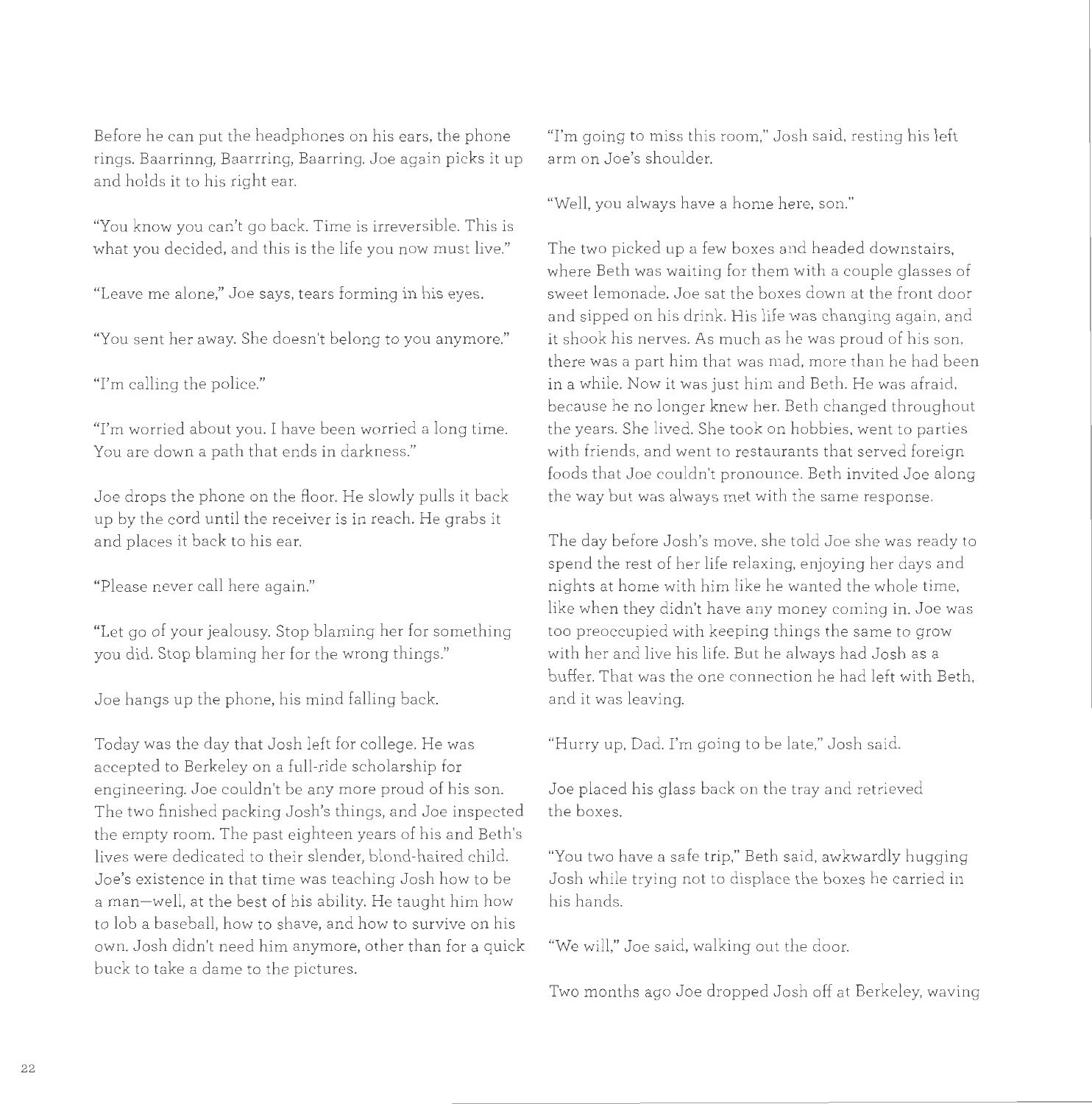Before he can put the headphones on his ears, the phone rings. Baarrinng, Baarrring, Baarring. Joe again picks it up and holds it to his right ear.

"You know you can't go back. Time is irreversible. This is what you decided, and this is the life you now must live."

"Leave me alone," Joe says, tears forming in his eyes.

"You sent her away. She doesn't belong to you anymore."

"I'm calling the police."

"I'm worried about you. I have been worried a long time. You are down a path that ends in darkness."

Joe drops the phone on the floor. He slowly pulls it back up by the cord until the receiver is in reach. He grabs it and places it back to his ear.

"Please never call here again."

"Let go of your jealousy. Stop blaming her for something you did. Stop blaming her for the wrong things."

Joe hangs up the phone, his mind falling back.

Today was the day that Josh left for college. He was accepted to Berkeley on a full-ride scholarship for engineering. Joe couldn't be any more proud of his son. The two finished packing Josh's things, and Joe inspected the empty room. The past eighteen years of his and Beth's lives were dedicated to their slender, blond-haired child. Joe's existence in that time was teaching Josh how to be a man—well, at the best of his ability. He taught him how to lob a baseball, how to shave, and how to survive on his own. Josh didn't need him anymore, other than for a quick buck to take a dame to the pictures.

"I'm going to miss this room," Josh said, resting his left arm on Joe's shoulder.

"Well, you always have a home here, son."

The two picked up a few boxes and headed downstairs, where Beth was waiting for them with a couple glasses of sweet lemonade. Joe sat the boxes down at the front door and sipped on his drink. His life was changing again, and it shook his nerves. As much as he was proud of his son, there was a part him that was mad, more than he had been in a while. Now it was just him and Beth. He was afraid, because he no longer knew her. Beth changed throughout the years. She lived. She took on hobbies, went to parties with friends, and went to restaurants that served foreign foods that Joe couldn't pronounce. Beth invited Joe along the way but was always met with the same response.

The day before Josh's move, she told Joe she was ready to spend the rest of her life relaxing, enjoying her days and nights at home with him like he wanted the whole time, like when they didn't have any money coming in. Joe was too preoccupied with keeping things the same to grow with her and live his life. But he always had Josh as a buffer. That was the one connection he had left with Beth, and it was leaving.

"Hurry up, Dad. I'm going to be late," Josh said.

Joe placed his glass back on the tray and retrieved the boxes.

"You two have a safe trip," Beth said, awkwardly hugging Josh while trying not to displace the boxes he carried in his hands.

"We will," Joe said, walking out the door.

Two months ago Joe dropped Josh off at Berkeley, waving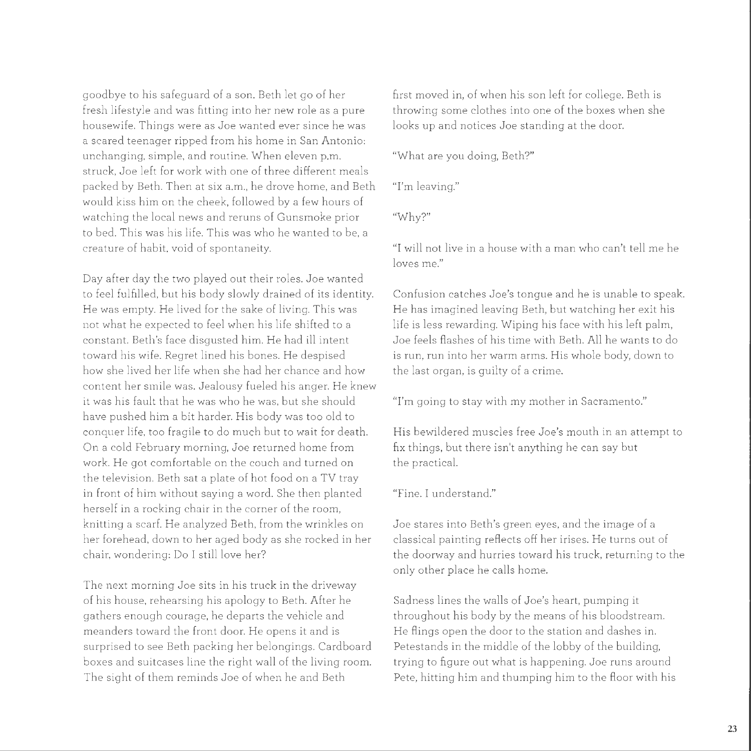goodbye to his safeguard of a son. Beth let go of her fresh lifestyle and was fitting into her new role as a pure housewife. Things were as Joe wanted ever since he was a scared teenager ripped from his home in San Antonio: unchanging, simple, and routine. When eleven p.m. struck, Joe left for work with one of three different meals packed by Beth. Then at six a.m., he drove home, and Beth would kiss him on the cheek, followed by a few hours of watching the local news and reruns of Gunsmoke prior to bed. This was his life. This was who he wanted to be, a creature of habit, void of spontaneity.

Day after day the two played out their roles. Joe wanted to feel fulfilled, but his body slowly drained of its identity. He was empty. He lived for the sake of living. This was not what he expected to feel when his life shifted to a constant. Beth's face disgusted him. He had ill intent toward his wife. Regret lined his bones. He despised how she lived her life when she had her chance and how content her smile was. Jealousy fueled his anger. He knew it was his fault that he was who he was, but she should have pushed him a bit harder. His body was too old to conquer life, too fragile to do much but to wait for death. On a cold February morning, Joe returned home from work. He got comfortable on the couch and turned on the television. Beth sat a plate of hot food on a TV tray in front of him without saying a word. She then planted herself in a rocking chair in the corner of the room, knitting a scarf. He analyzed Beth, from the wrinkles on her forehead, down to her aged body as she rocked in her chair, wondering: Do I still love her?

The next morning Joe sits in his truck in the driveway of his house, rehearsing his apology to Beth. After he gathers enough courage, he departs the vehicle and meanders toward the front door. He opens it and is surprised to see Beth packing her belongings. Cardboard boxes and suitcases line the right wall of the living room. The sight of them reminds Joe of when he and Beth first moved in, of when his son left for college. Beth is throwing some clothes into one of the boxes when she looks up and notices Joe standing at the door.

"What are you doing, Beth?"

"I'm leaving."

"Why?"

"I will not live in a house with a man who can't tell me he loves me."

Confusion catches Joe's tongue and he is unable to speak. He has imagined leaving Beth, but watching her exit his life is less rewarding. Wiping his face with his left palm, Joe feels flashes of his time with Beth. All he wants to do is run, run into her warm arms. His whole body, down to the last organ, is guilty of a crime.

"I'm going to stay with my mother in Sacramento."

His bewildered muscles free Joe's mouth in an attempt to fix things, but there isn't anything he can say but the practical.

"Fine. I understand."

Joe stares into Beth's green eyes, and the image of a classical painting reflects off her irises. He turns out of the doorway and hurries toward his truck, returning to the only other place he calls home.

Sadness lines the walls of Joe's heart, pumping it throughout his body by the means of his bloodstream. He flings open the door to the station and dashes in. Petestands in the middle of the lobby of the building, trying to figure out what is happening. Joe runs around Pete, hitting him and thumping him to the floor with his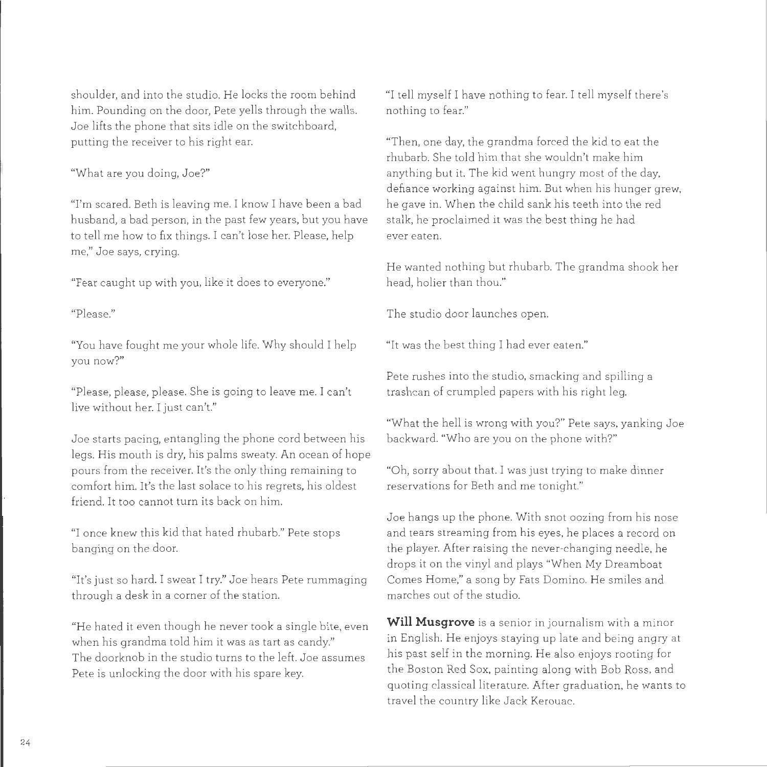shoulder, and into the studio. He locks the room behind him. Pounding on the door, Pete yells through the walls. Joe lifts the phone that sits idle on the switchboard, putting the receiver to his right ear.

"What are you doing, Joe?"

"I'm scared. Beth is leaving me. I know I have been a bad husband, a bad person, in the past few years, but you have to tell me how to fix things. I can't lose her. Please, help me," Joe says, crying.

"Fear caught up with you, like it does to everyone."

"Please."

"You have fought me your whole life. Why should I help you now?"

"Please, please, please. She is going to leave me. I can't live without her. I just can't."

Joe starts pacing, entangling the phone cord between his legs. His mouth is dry, his palms sweaty. An ocean of hope pours from the receiver. It's the only thing remaining to comfort him. It's the last solace to his regrets, his oldest friend. It too cannot turn its back on him.

"I once knew this kid that hated rhubarb." Pete stops banging on the door.

"It's just so hard. I swear I try." Joe hears Pete rummaging through a desk in a corner of the station.

"He hated it even though he never took a single bite, even when his grandma told him it was as tart as candy." The doorknob in the studio turns to the left. Joe assumes Pete is unlocking the door with his spare key.

"I tell myself I have nothing to fear. I tell myself there's nothing to fear."

"Then, one day, the grandma forced the kid to eat the rhubarb. She told him that she wouldn't make him anything but it. The kid went hungry most of the day, defiance working against him. But when his hunger grew, he gave in. When the child sank his teeth into the red stalk, he proclaimed it was the best thing he had ever eaten.

He wanted nothing but rhubarb. The grandma shook her head, holier than thou."

The studio door launches open.

"It was the best thing I had ever eaten."

Pete rushes into the studio, smacking and spilling a trashcan of crumpled papers with his right leg.

"What the hell is wrong with you?" Pete says, yanking Joe backward. "Who are you on the phone with?"

"Oh, sorry about that. I was just trying to make dinner reservations for Beth and me tonight."

Joe hangs up the phone. With snot oozing from his nose and tears streaming from his eyes, he places a record on the player. After raising the never-changing needle, he drops it on the vinyl and plays "When My Dreamboat Comes Home," a song by Fats Domino. He smiles and marches out of the studio.

**Will Musgrove** is a senior in journalism with a minor in English. He enjoys staying up late and being angry at his past self in the morning. He also enjoys rooting for the Boston Red Sox, painting along with Bob Ross, and quoting classical literature. After graduation, he wants to travel the country like Jack Kerouac.